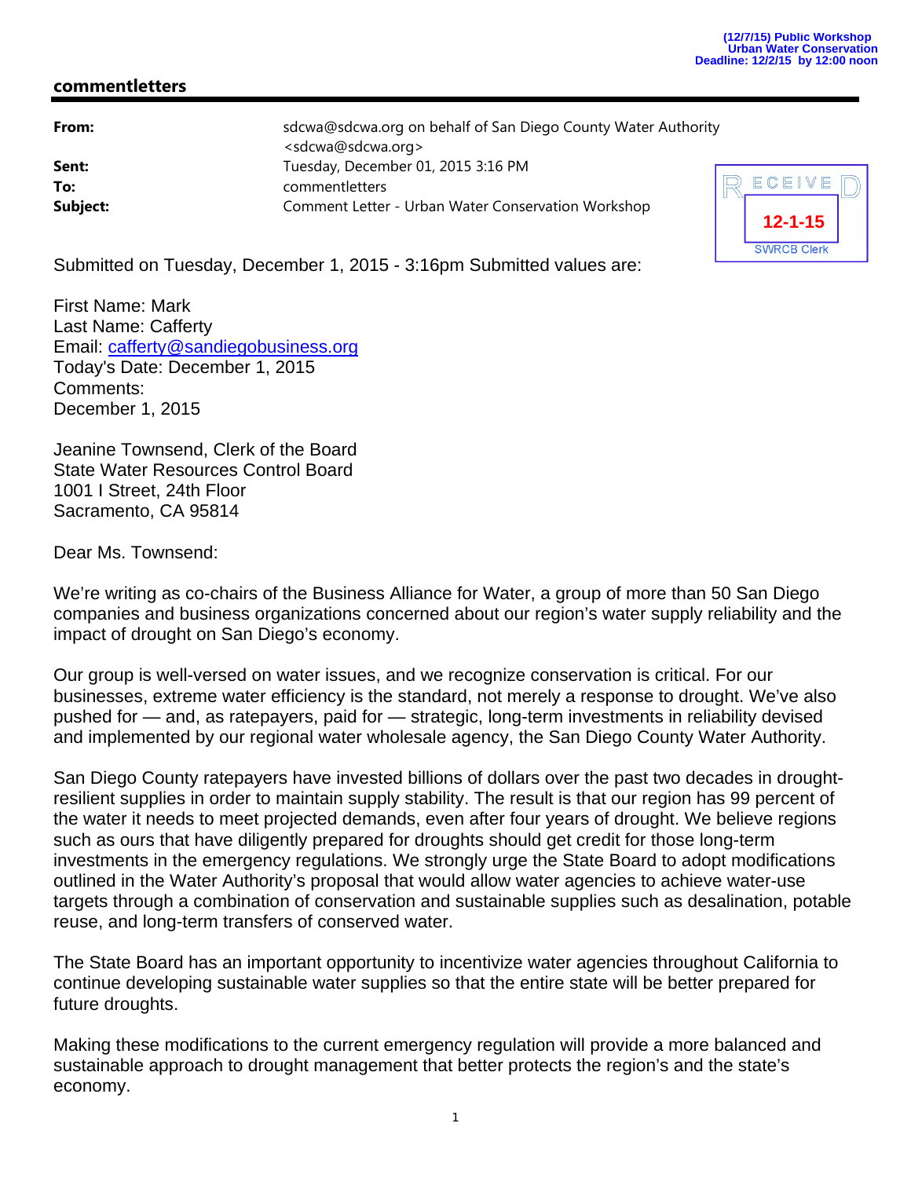(12/7/15) Public Workshop
Urban Water Conservation
Deadline: 12/2/15 by 12:00 noon

## commentletters

| | |
|---|---|
| **From:** | sdcwa@sdcwa.org on behalf of San Diego County Water Authority <sdcwa@sdcwa.org> |
| **Sent:** | Tuesday, December 01, 2015 3:16 PM |
| **To:** | commentletters |
| **Subject:** | Comment Letter - Urban Water Conservation Workshop |

RECEIVED
12-1-15
SWRCB Clerk

Submitted on Tuesday, December 1, 2015 - 3:16pm Submitted values are:

First Name: Mark
Last Name: Cafferty
Email: cafferty@sandiegobusiness.org
Today's Date: December 1, 2015
Comments:
December 1, 2015

Jeanine Townsend, Clerk of the Board
State Water Resources Control Board
1001 I Street, 24th Floor
Sacramento, CA 95814

Dear Ms. Townsend:

We're writing as co-chairs of the Business Alliance for Water, a group of more than 50 San Diego companies and business organizations concerned about our region's water supply reliability and the impact of drought on San Diego's economy.

Our group is well-versed on water issues, and we recognize conservation is critical. For our businesses, extreme water efficiency is the standard, not merely a response to drought. We've also pushed for — and, as ratepayers, paid for — strategic, long-term investments in reliability devised and implemented by our regional water wholesale agency, the San Diego County Water Authority.

San Diego County ratepayers have invested billions of dollars over the past two decades in drought-resilient supplies in order to maintain supply stability. The result is that our region has 99 percent of the water it needs to meet projected demands, even after four years of drought. We believe regions such as ours that have diligently prepared for droughts should get credit for those long-term investments in the emergency regulations. We strongly urge the State Board to adopt modifications outlined in the Water Authority's proposal that would allow water agencies to achieve water-use targets through a combination of conservation and sustainable supplies such as desalination, potable reuse, and long-term transfers of conserved water.

The State Board has an important opportunity to incentivize water agencies throughout California to continue developing sustainable water supplies so that the entire state will be better prepared for future droughts.

Making these modifications to the current emergency regulation will provide a more balanced and sustainable approach to drought management that better protects the region's and the state's economy.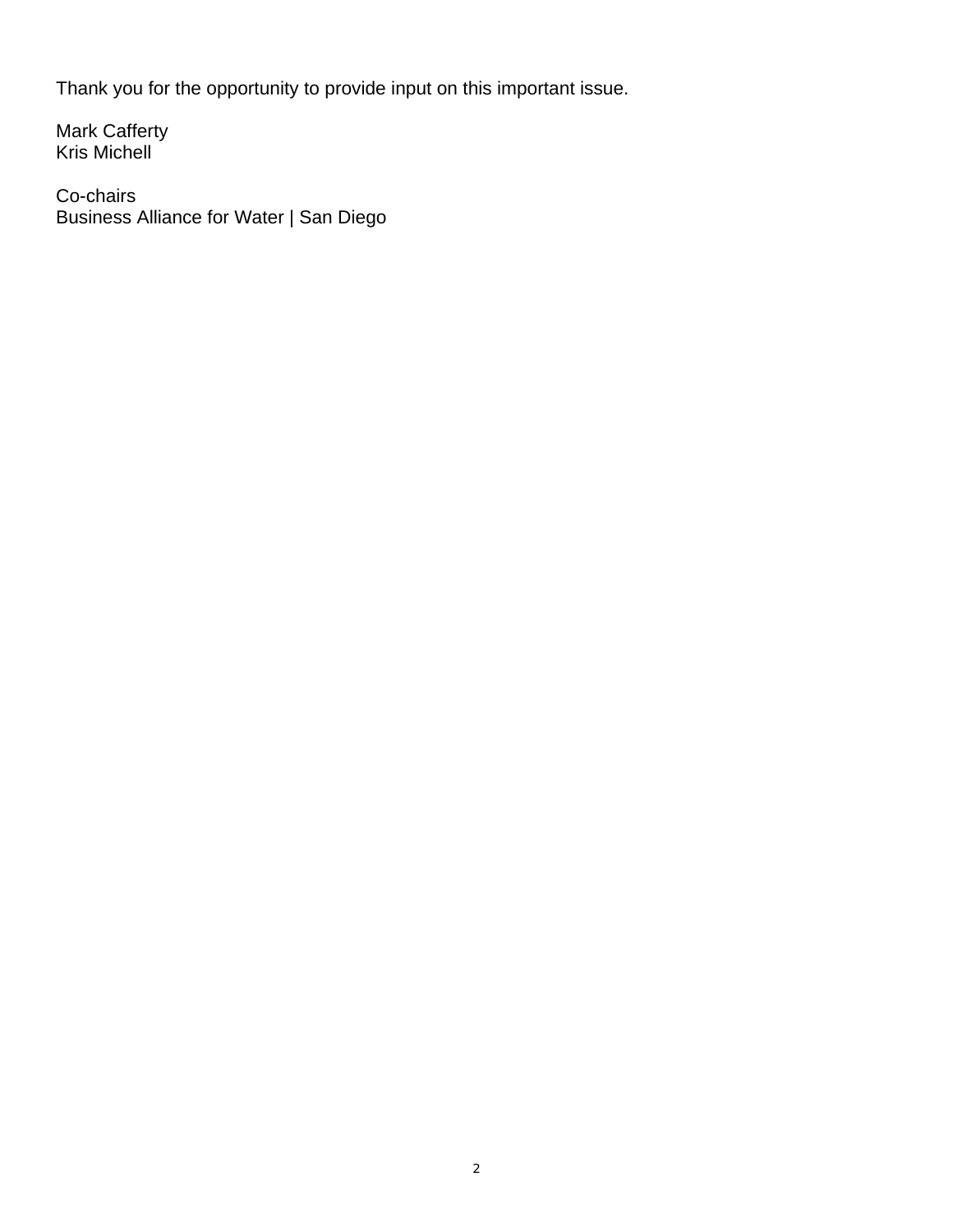Thank you for the opportunity to provide input on this important issue.

Mark Cafferty
Kris Michell

Co-chairs
Business Alliance for Water | San Diego